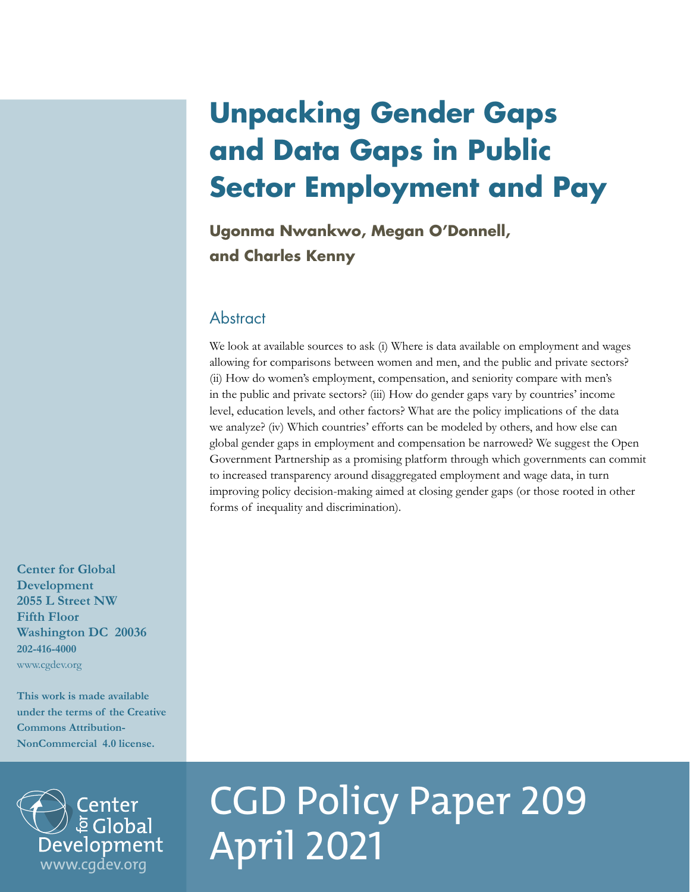# Unpacking Gender Gaps and Data Gaps in Public Sector Employment and Pay

**Ugonma Nwankwo, Megan O'Donnell, and Charles Kenny**

## Abstract

We look at available sources to ask (i) Where is data available on employment and wages allowing for comparisons between women and men, and the public and private sectors? (ii) How do women's employment, compensation, and seniority compare with men's in the public and private sectors? (iii) How do gender gaps vary by countries' income level, education levels, and other factors? What are the policy implications of the data we analyze? (iv) Which countries' efforts can be modeled by others, and how else can global gender gaps in employment and compensation be narrowed? We suggest the Open Government Partnership as a promising platform through which governments can commit to increased transparency around disaggregated employment and wage data, in turn improving policy decision-making aimed at closing gender gaps (or those rooted in other forms of inequality and discrimination).

**Center for Global Development**
**2055 L Street NW**
**Fifth Floor**
**Washington DC 20036**
**202-416-4000**
www.cgdev.org

**This work is made available under the terms of the Creative Commons Attribution-NonCommercial 4.0 license.**

Center for Global Development
www.cgdev.org

CGD Policy Paper 209
April 2021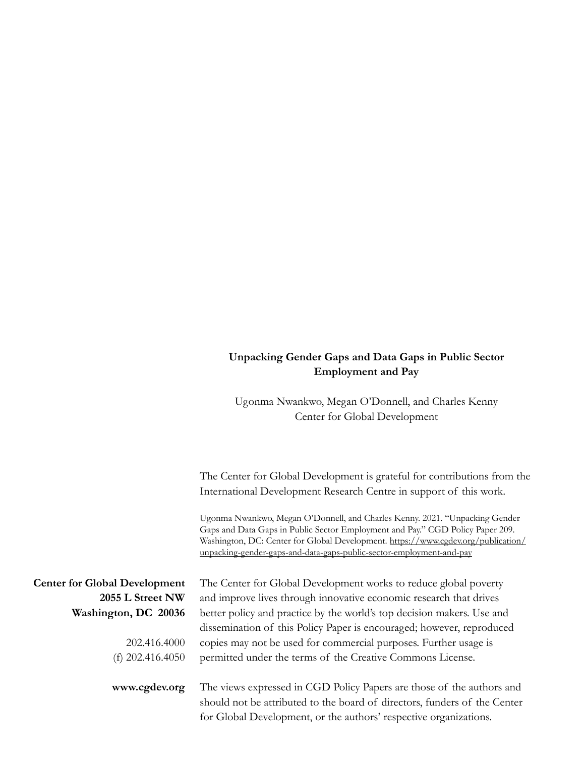**Unpacking Gender Gaps and Data Gaps in Public Sector Employment and Pay**

Ugonma Nwankwo, Megan O'Donnell, and Charles Kenny
Center for Global Development

The Center for Global Development is grateful for contributions from the International Development Research Centre in support of this work.

Ugonma Nwankwo, Megan O'Donnell, and Charles Kenny. 2021. "Unpacking Gender Gaps and Data Gaps in Public Sector Employment and Pay." CGD Policy Paper 209. Washington, DC: Center for Global Development. https://www.cgdev.org/publication/unpacking-gender-gaps-and-data-gaps-public-sector-employment-and-pay

**Center for Global Development**
**2055 L Street NW**
**Washington, DC 20036**

202.416.4000
(f) 202.416.4050

**www.cgdev.org**

The Center for Global Development works to reduce global poverty and improve lives through innovative economic research that drives better policy and practice by the world's top decision makers. Use and dissemination of this Policy Paper is encouraged; however, reproduced copies may not be used for commercial purposes. Further usage is permitted under the terms of the Creative Commons License.

The views expressed in CGD Policy Papers are those of the authors and should not be attributed to the board of directors, funders of the Center for Global Development, or the authors' respective organizations.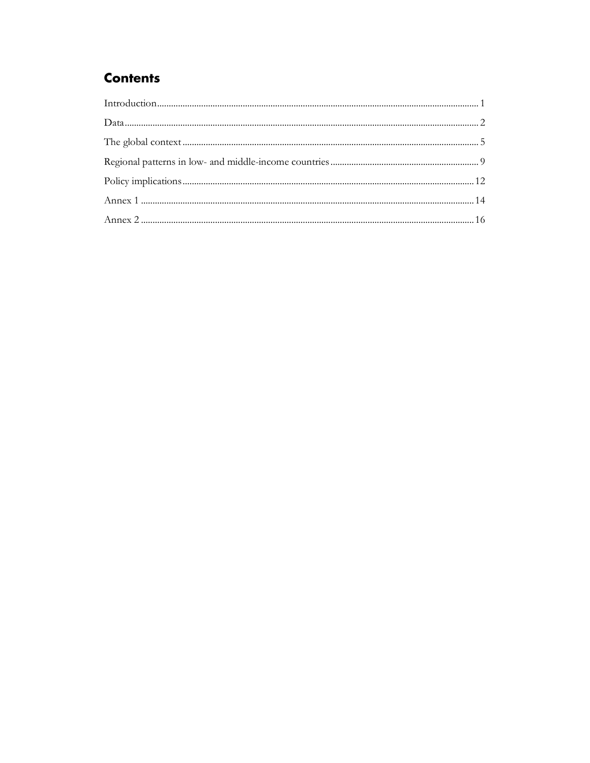## Contents

Introduction........................................................................................................................................ 1

Data....................................................................................................................................................... 2

The global context ............................................................................................................................. 5

Regional patterns in low- and middle-income countries ............................................................... 9

Policy implications ........................................................................................................................... 12

Annex 1 ............................................................................................................................................ 14

Annex 2 ............................................................................................................................................ 16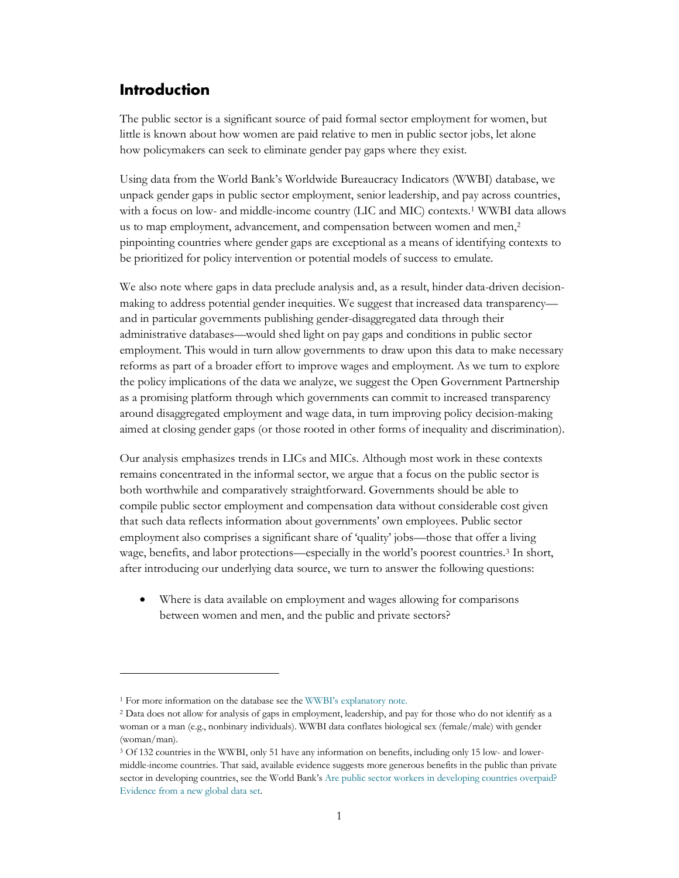## Introduction

The public sector is a significant source of paid formal sector employment for women, but little is known about how women are paid relative to men in public sector jobs, let alone how policymakers can seek to eliminate gender pay gaps where they exist.

Using data from the World Bank's Worldwide Bureaucracy Indicators (WWBI) database, we unpack gender gaps in public sector employment, senior leadership, and pay across countries, with a focus on low- and middle-income country (LIC and MIC) contexts.[1] WWBI data allows us to map employment, advancement, and compensation between women and men,[2] pinpointing countries where gender gaps are exceptional as a means of identifying contexts to be prioritized for policy intervention or potential models of success to emulate.

We also note where gaps in data preclude analysis and, as a result, hinder data-driven decision-making to address potential gender inequities. We suggest that increased data transparency—and in particular governments publishing gender-disaggregated data through their administrative databases—would shed light on pay gaps and conditions in public sector employment. This would in turn allow governments to draw upon this data to make necessary reforms as part of a broader effort to improve wages and employment. As we turn to explore the policy implications of the data we analyze, we suggest the Open Government Partnership as a promising platform through which governments can commit to increased transparency around disaggregated employment and wage data, in turn improving policy decision-making aimed at closing gender gaps (or those rooted in other forms of inequality and discrimination).

Our analysis emphasizes trends in LICs and MICs. Although most work in these contexts remains concentrated in the informal sector, we argue that a focus on the public sector is both worthwhile and comparatively straightforward. Governments should be able to compile public sector employment and compensation data without considerable cost given that such data reflects information about governments' own employees. Public sector employment also comprises a significant share of 'quality' jobs—those that offer a living wage, benefits, and labor protections—especially in the world's poorest countries.[3] In short, after introducing our underlying data source, we turn to answer the following questions:

- Where is data available on employment and wages allowing for comparisons between women and men, and the public and private sectors?

---

[1] For more information on the database see the WWBI's explanatory note.

[2] Data does not allow for analysis of gaps in employment, leadership, and pay for those who do not identify as a woman or a man (e.g., nonbinary individuals). WWBI data conflates biological sex (female/male) with gender (woman/man).

[3] Of 132 countries in the WWBI, only 51 have any information on benefits, including only 15 low- and lower-middle-income countries. That said, available evidence suggests more generous benefits in the public than private sector in developing countries, see the World Bank's Are public sector workers in developing countries overpaid? Evidence from a new global data set.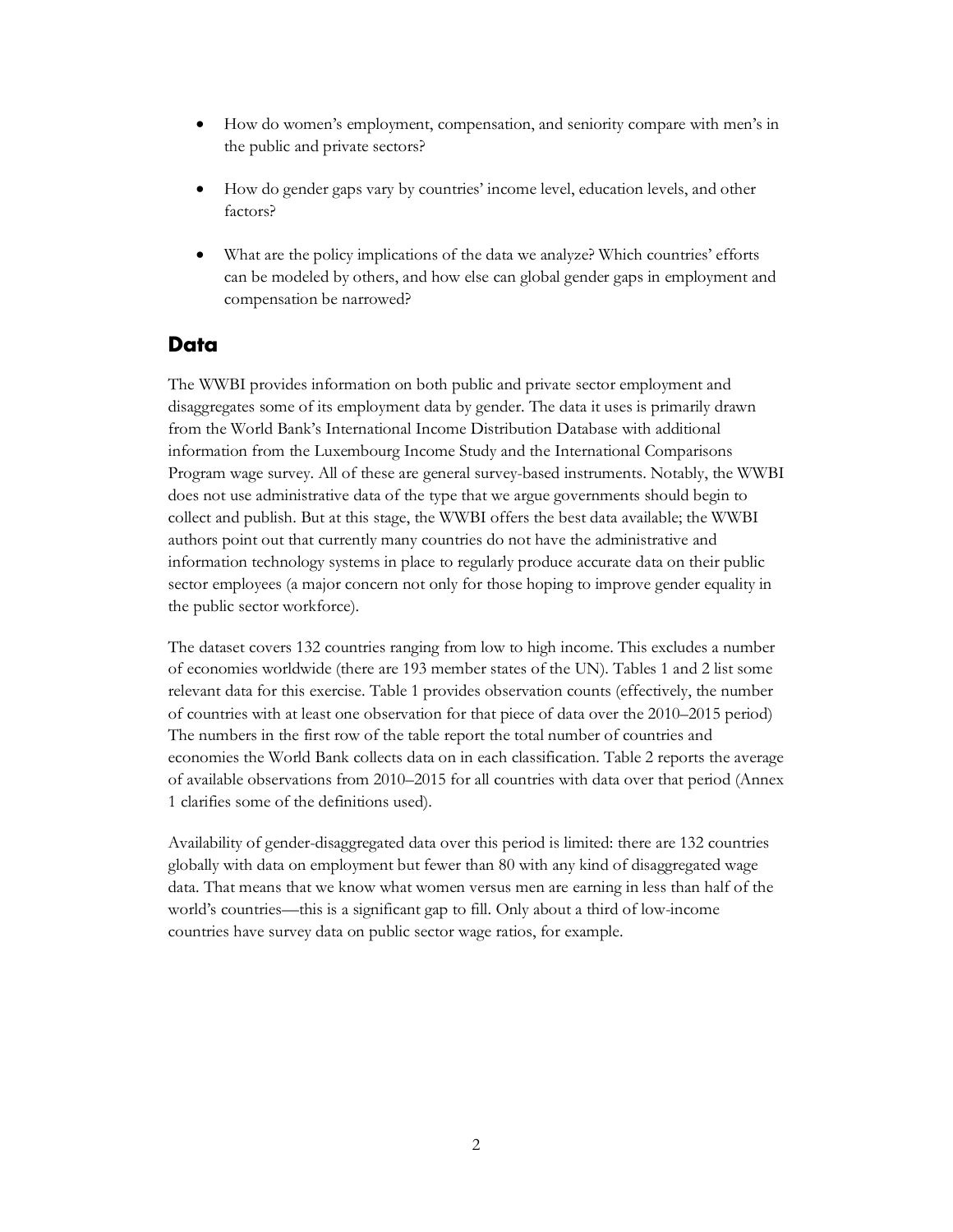- How do women's employment, compensation, and seniority compare with men's in the public and private sectors?
- How do gender gaps vary by countries' income level, education levels, and other factors?
- What are the policy implications of the data we analyze? Which countries' efforts can be modeled by others, and how else can global gender gaps in employment and compensation be narrowed?

## Data

The WWBI provides information on both public and private sector employment and disaggregates some of its employment data by gender. The data it uses is primarily drawn from the World Bank's International Income Distribution Database with additional information from the Luxembourg Income Study and the International Comparisons Program wage survey. All of these are general survey-based instruments. Notably, the WWBI does not use administrative data of the type that we argue governments should begin to collect and publish. But at this stage, the WWBI offers the best data available; the WWBI authors point out that currently many countries do not have the administrative and information technology systems in place to regularly produce accurate data on their public sector employees (a major concern not only for those hoping to improve gender equality in the public sector workforce).

The dataset covers 132 countries ranging from low to high income. This excludes a number of economies worldwide (there are 193 member states of the UN). Tables 1 and 2 list some relevant data for this exercise. Table 1 provides observation counts (effectively, the number of countries with at least one observation for that piece of data over the 2010–2015 period) The numbers in the first row of the table report the total number of countries and economies the World Bank collects data on in each classification. Table 2 reports the average of available observations from 2010–2015 for all countries with data over that period (Annex 1 clarifies some of the definitions used).

Availability of gender-disaggregated data over this period is limited: there are 132 countries globally with data on employment but fewer than 80 with any kind of disaggregated wage data. That means that we know what women versus men are earning in less than half of the world's countries—this is a significant gap to fill. Only about a third of low-income countries have survey data on public sector wage ratios, for example.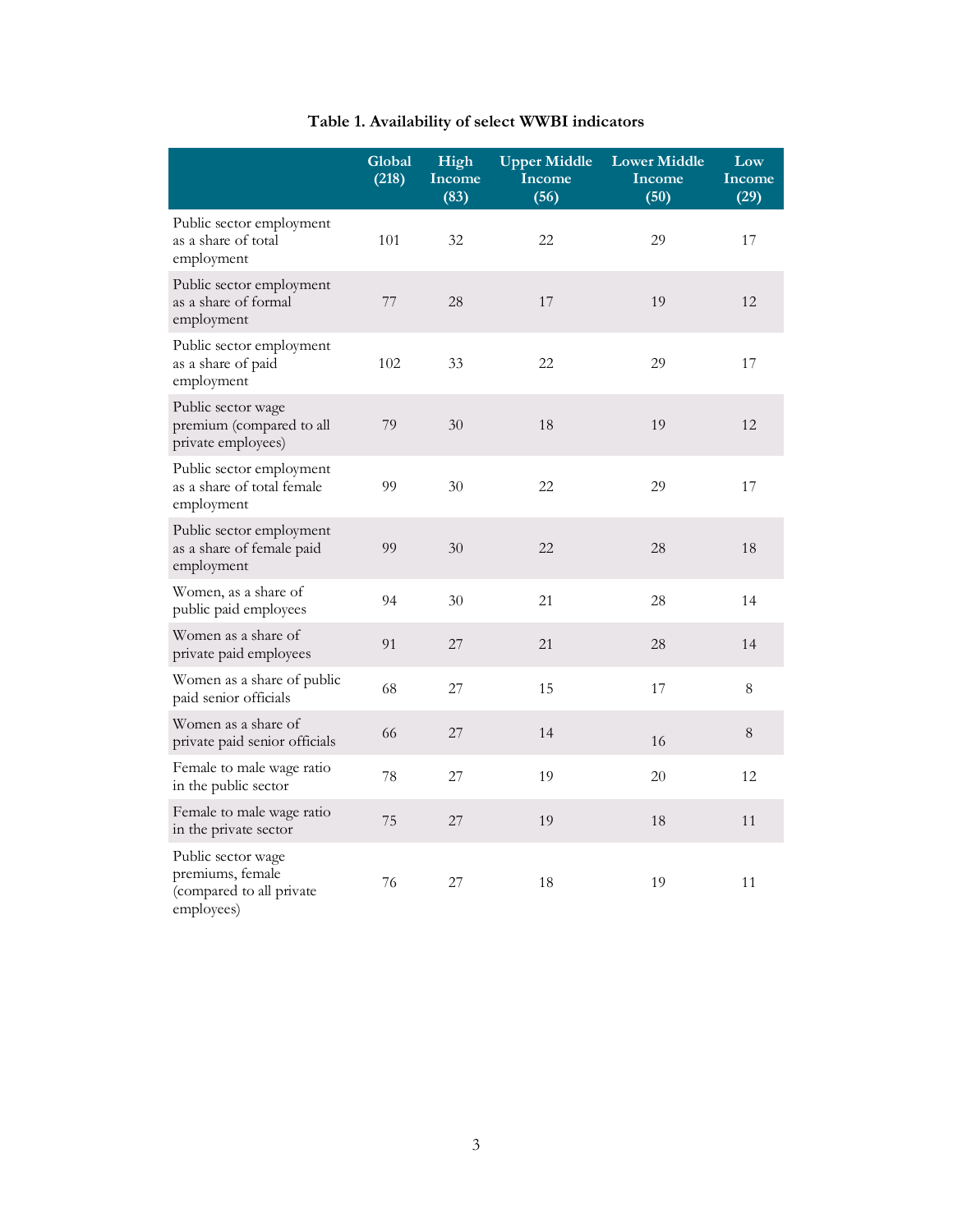**Table 1. Availability of select WWBI indicators**

| | Global (218) | High Income (83) | Upper Middle Income (56) | Lower Middle Income (50) | Low Income (29) |
|---|---|---|---|---|---|
| Public sector employment as a share of total employment | 101 | 32 | 22 | 29 | 17 |
| Public sector employment as a share of formal employment | 77 | 28 | 17 | 19 | 12 |
| Public sector employment as a share of paid employment | 102 | 33 | 22 | 29 | 17 |
| Public sector wage premium (compared to all private employees) | 79 | 30 | 18 | 19 | 12 |
| Public sector employment as a share of total female employment | 99 | 30 | 22 | 29 | 17 |
| Public sector employment as a share of female paid employment | 99 | 30 | 22 | 28 | 18 |
| Women, as a share of public paid employees | 94 | 30 | 21 | 28 | 14 |
| Women as a share of private paid employees | 91 | 27 | 21 | 28 | 14 |
| Women as a share of public paid senior officials | 68 | 27 | 15 | 17 | 8 |
| Women as a share of private paid senior officials | 66 | 27 | 14 | 16 | 8 |
| Female to male wage ratio in the public sector | 78 | 27 | 19 | 20 | 12 |
| Female to male wage ratio in the private sector | 75 | 27 | 19 | 18 | 11 |
| Public sector wage premiums, female (compared to all private employees) | 76 | 27 | 18 | 19 | 11 |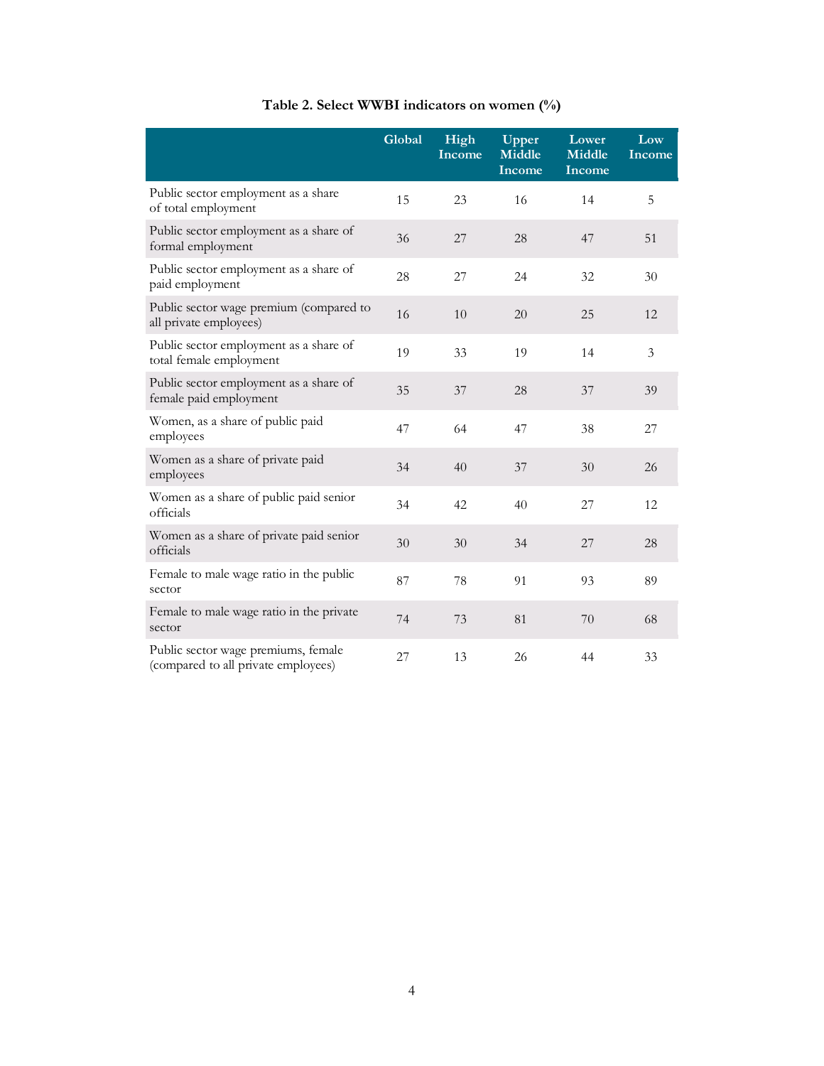**Table 2. Select WWBI indicators on women (%)**

| | Global | High Income | Upper Middle Income | Lower Middle Income | Low Income |
|---|---|---|---|---|---|
| Public sector employment as a share of total employment | 15 | 23 | 16 | 14 | 5 |
| Public sector employment as a share of formal employment | 36 | 27 | 28 | 47 | 51 |
| Public sector employment as a share of paid employment | 28 | 27 | 24 | 32 | 30 |
| Public sector wage premium (compared to all private employees) | 16 | 10 | 20 | 25 | 12 |
| Public sector employment as a share of total female employment | 19 | 33 | 19 | 14 | 3 |
| Public sector employment as a share of female paid employment | 35 | 37 | 28 | 37 | 39 |
| Women, as a share of public paid employees | 47 | 64 | 47 | 38 | 27 |
| Women as a share of private paid employees | 34 | 40 | 37 | 30 | 26 |
| Women as a share of public paid senior officials | 34 | 42 | 40 | 27 | 12 |
| Women as a share of private paid senior officials | 30 | 30 | 34 | 27 | 28 |
| Female to male wage ratio in the public sector | 87 | 78 | 91 | 93 | 89 |
| Female to male wage ratio in the private sector | 74 | 73 | 81 | 70 | 68 |
| Public sector wage premiums, female (compared to all private employees) | 27 | 13 | 26 | 44 | 33 |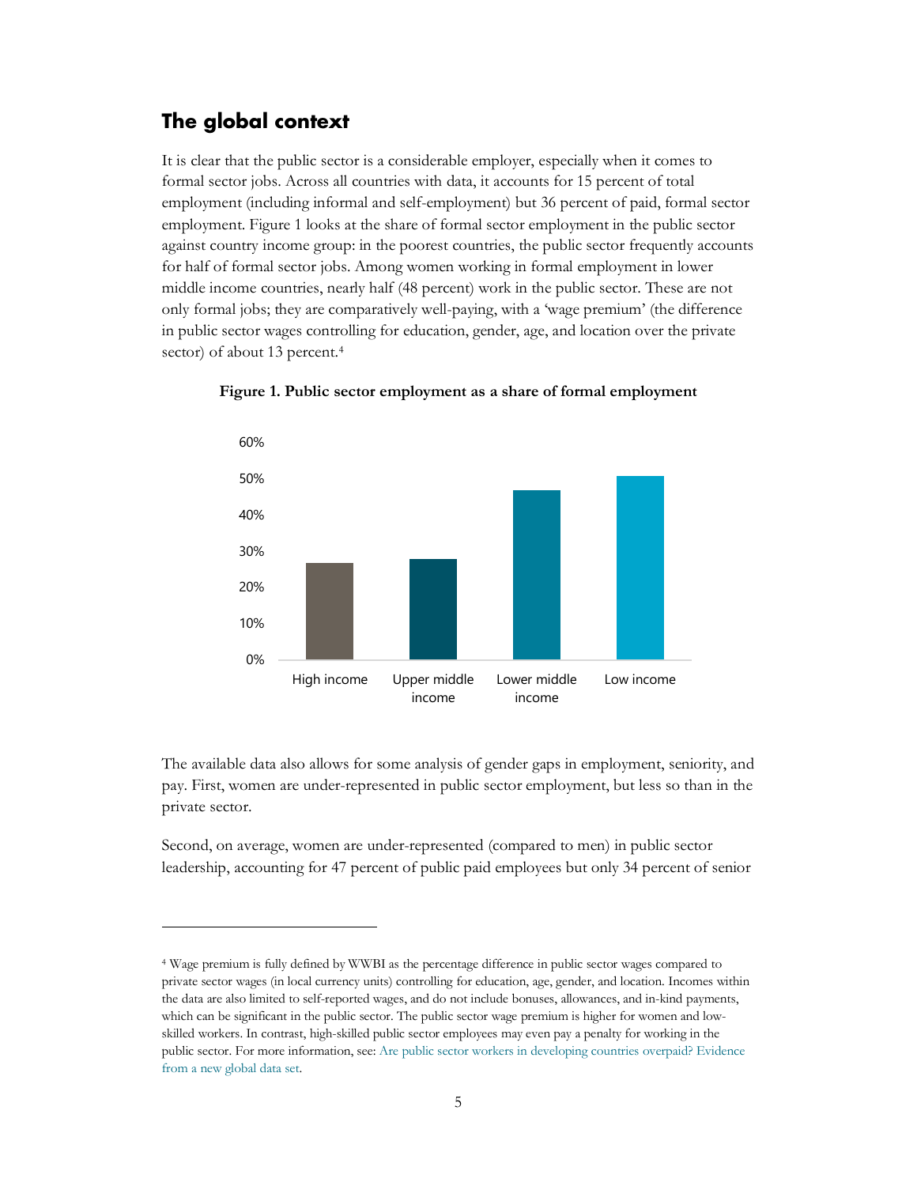## The global context

It is clear that the public sector is a considerable employer, especially when it comes to formal sector jobs. Across all countries with data, it accounts for 15 percent of total employment (including informal and self-employment) but 36 percent of paid, formal sector employment. Figure 1 looks at the share of formal sector employment in the public sector against country income group: in the poorest countries, the public sector frequently accounts for half of formal sector jobs. Among women working in formal employment in lower middle income countries, nearly half (48 percent) work in the public sector. These are not only formal jobs; they are comparatively well-paying, with a 'wage premium' (the difference in public sector wages controlling for education, gender, age, and location over the private sector) of about 13 percent.[4]

**Figure 1. Public sector employment as a share of formal employment**

The available data also allows for some analysis of gender gaps in employment, seniority, and pay. First, women are under-represented in public sector employment, but less so than in the private sector.

Second, on average, women are under-represented (compared to men) in public sector leadership, accounting for 47 percent of public paid employees but only 34 percent of senior

[4] Wage premium is fully defined by WWBI as the percentage difference in public sector wages compared to private sector wages (in local currency units) controlling for education, age, gender, and location. Incomes within the data are also limited to self-reported wages, and do not include bonuses, allowances, and in-kind payments, which can be significant in the public sector. The public sector wage premium is higher for women and low-skilled workers. In contrast, high-skilled public sector employees may even pay a penalty for working in the public sector. For more information, see: Are public sector workers in developing countries overpaid? Evidence from a new global data set.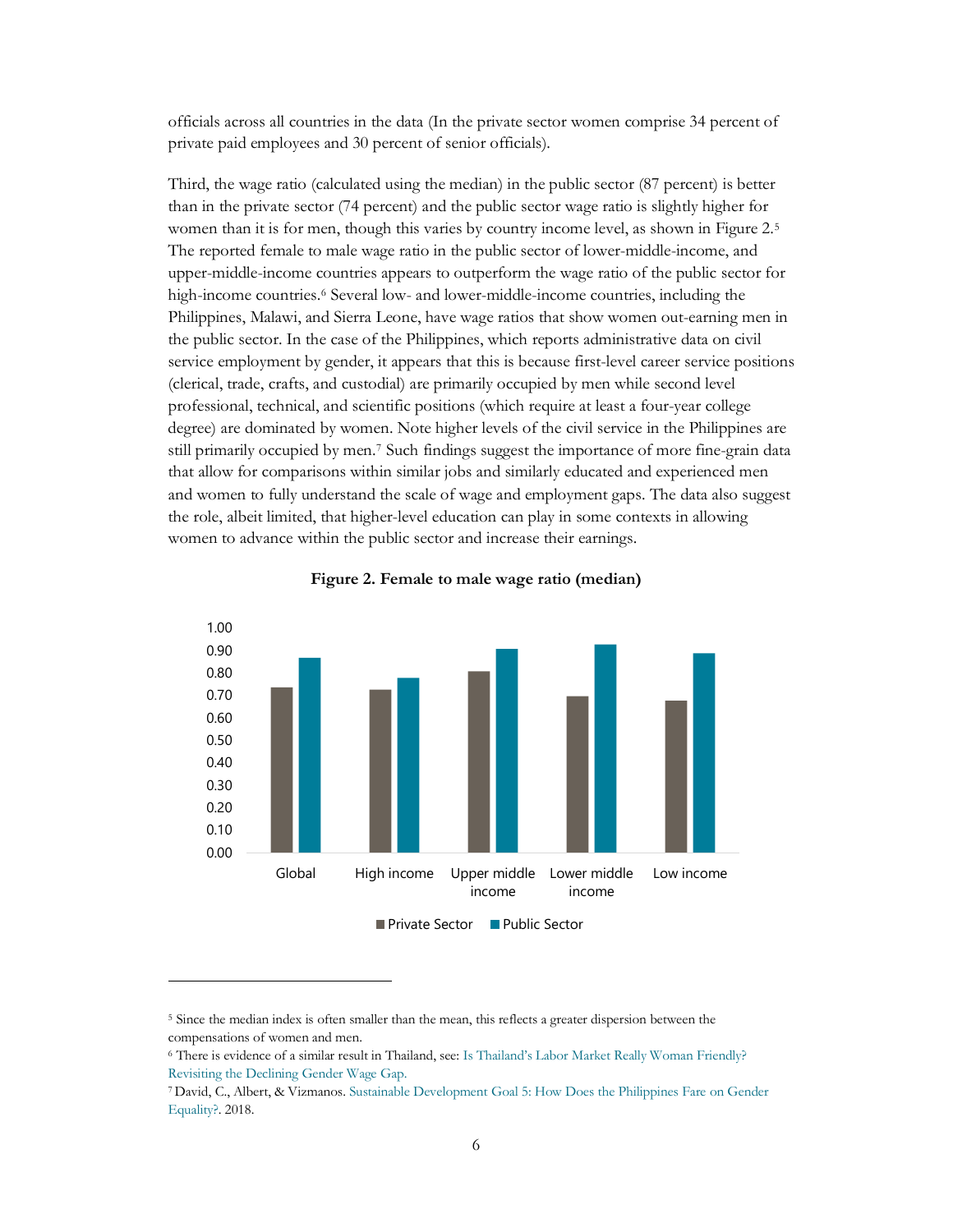officials across all countries in the data (In the private sector women comprise 34 percent of private paid employees and 30 percent of senior officials).

Third, the wage ratio (calculated using the median) in the public sector (87 percent) is better than in the private sector (74 percent) and the public sector wage ratio is slightly higher for women than it is for men, though this varies by country income level, as shown in Figure 2.[5] The reported female to male wage ratio in the public sector of lower-middle-income, and upper-middle-income countries appears to outperform the wage ratio of the public sector for high-income countries.[6] Several low- and lower-middle-income countries, including the Philippines, Malawi, and Sierra Leone, have wage ratios that show women out-earning men in the public sector. In the case of the Philippines, which reports administrative data on civil service employment by gender, it appears that this is because first-level career service positions (clerical, trade, crafts, and custodial) are primarily occupied by men while second level professional, technical, and scientific positions (which require at least a four-year college degree) are dominated by women. Note higher levels of the civil service in the Philippines are still primarily occupied by men.[7] Such findings suggest the importance of more fine-grain data that allow for comparisons within similar jobs and similarly educated and experienced men and women to fully understand the scale of wage and employment gaps. The data also suggest the role, albeit limited, that higher-level education can play in some contexts in allowing women to advance within the public sector and increase their earnings.

**Figure 2. Female to male wage ratio (median)**

| | Private Sector | Public Sector |
|---|---|---|
| Global | 0.74 | 0.87 |
| High income | 0.73 | 0.78 |
| Upper middle income | 0.81 | 0.91 |
| Lower middle income | 0.70 | 0.93 |
| Low income | 0.68 | 0.89 |

[5] Since the median index is often smaller than the mean, this reflects a greater dispersion between the compensations of women and men.

[6] There is evidence of a similar result in Thailand, see: Is Thailand's Labor Market Really Woman Friendly? Revisiting the Declining Gender Wage Gap.

[7] David, C., Albert, & Vizmanos. Sustainable Development Goal 5: How Does the Philippines Fare on Gender Equality?. 2018.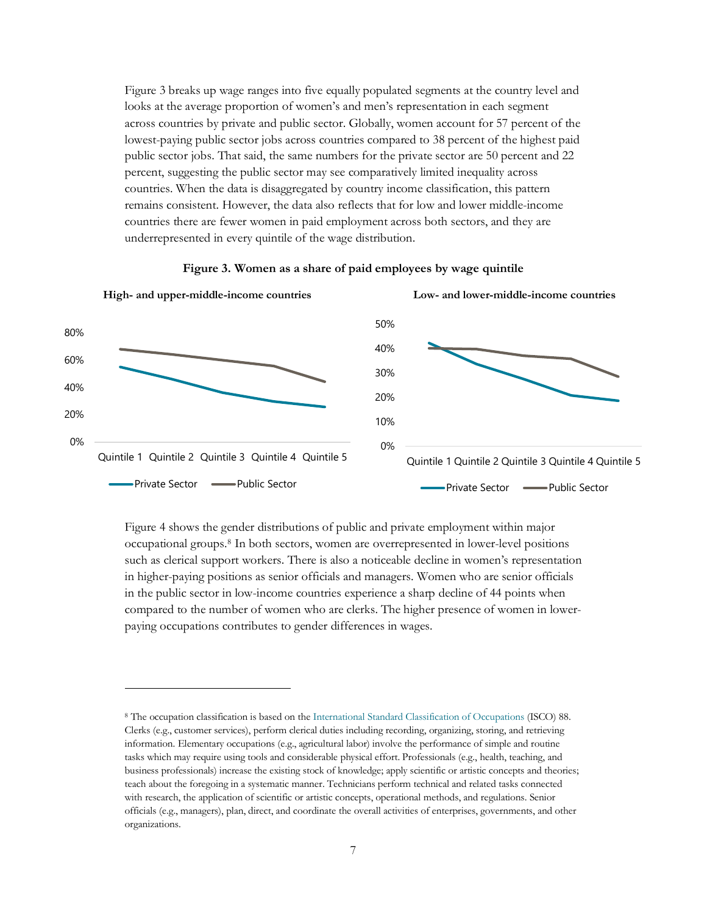Figure 3 breaks up wage ranges into five equally populated segments at the country level and looks at the average proportion of women's and men's representation in each segment across countries by private and public sector. Globally, women account for 57 percent of the lowest-paying public sector jobs across countries compared to 38 percent of the highest paid public sector jobs. That said, the same numbers for the private sector are 50 percent and 22 percent, suggesting the public sector may see comparatively limited inequality across countries. When the data is disaggregated by country income classification, this pattern remains consistent. However, the data also reflects that for low and lower middle-income countries there are fewer women in paid employment across both sectors, and they are underrepresented in every quintile of the wage distribution.

**Figure 3. Women as a share of paid employees by wage quintile**

**High- and upper-middle-income countries**

**Low- and lower-middle-income countries**

Figure 4 shows the gender distributions of public and private employment within major occupational groups.[8] In both sectors, women are overrepresented in lower-level positions such as clerical support workers. There is also a noticeable decline in women's representation in higher-paying positions as senior officials and managers. Women who are senior officials in the public sector in low-income countries experience a sharp decline of 44 points when compared to the number of women who are clerks. The higher presence of women in lower-paying occupations contributes to gender differences in wages.

---

[8] The occupation classification is based on the International Standard Classification of Occupations (ISCO) 88. Clerks (e.g., customer services), perform clerical duties including recording, organizing, storing, and retrieving information. Elementary occupations (e.g., agricultural labor) involve the performance of simple and routine tasks which may require using tools and considerable physical effort. Professionals (e.g., health, teaching, and business professionals) increase the existing stock of knowledge; apply scientific or artistic concepts and theories; teach about the foregoing in a systematic manner. Technicians perform technical and related tasks connected with research, the application of scientific or artistic concepts, operational methods, and regulations. Senior officials (e.g., managers), plan, direct, and coordinate the overall activities of enterprises, governments, and other organizations.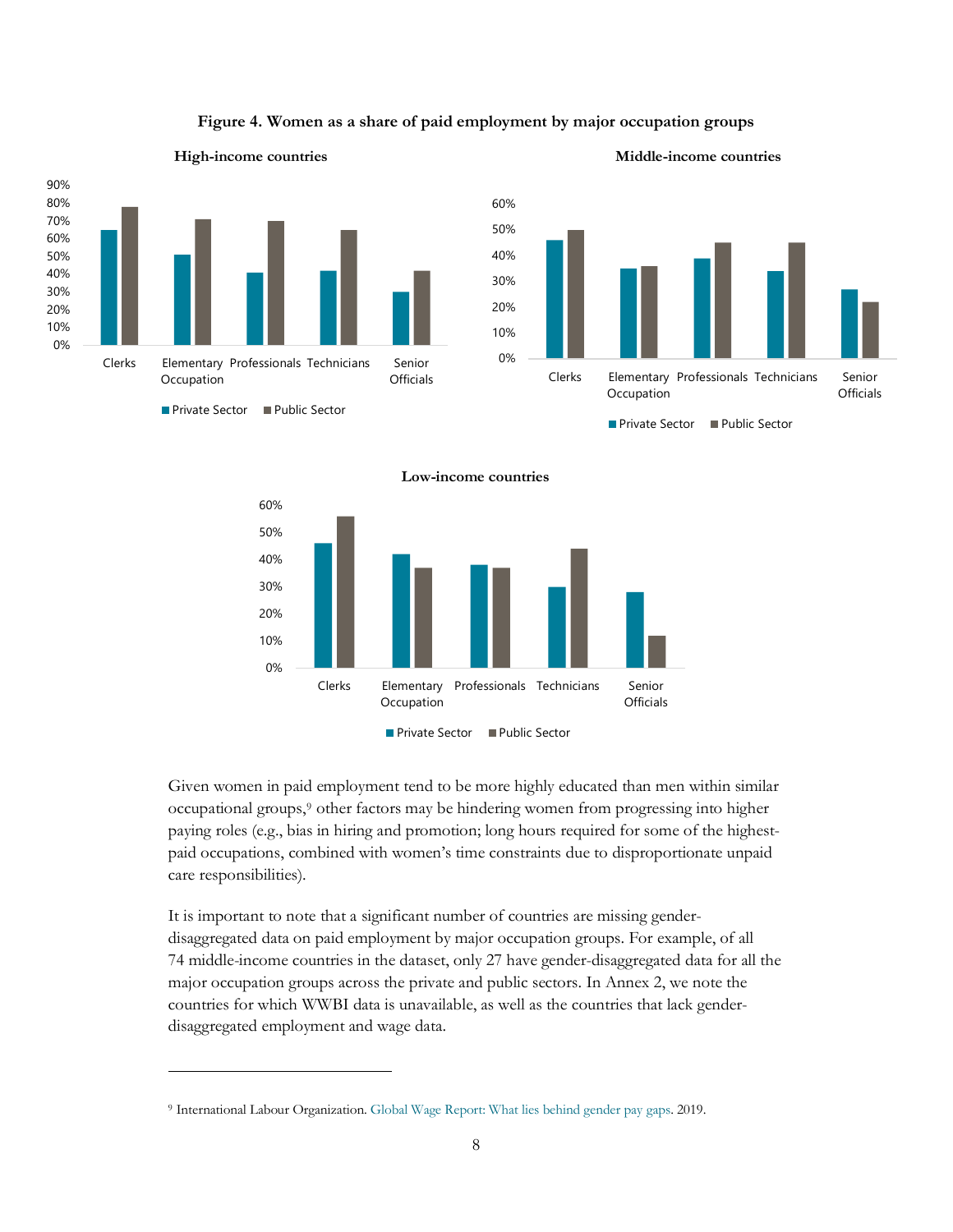**Figure 4. Women as a share of paid employment by major occupation groups**

Given women in paid employment tend to be more highly educated than men within similar occupational groups,[9] other factors may be hindering women from progressing into higher paying roles (e.g., bias in hiring and promotion; long hours required for some of the highest-paid occupations, combined with women's time constraints due to disproportionate unpaid care responsibilities).

It is important to note that a significant number of countries are missing gender-disaggregated data on paid employment by major occupation groups. For example, of all 74 middle-income countries in the dataset, only 27 have gender-disaggregated data for all the major occupation groups across the private and public sectors. In Annex 2, we note the countries for which WWBI data is unavailable, as well as the countries that lack gender-disaggregated employment and wage data.

[9] International Labour Organization. Global Wage Report: What lies behind gender pay gaps. 2019.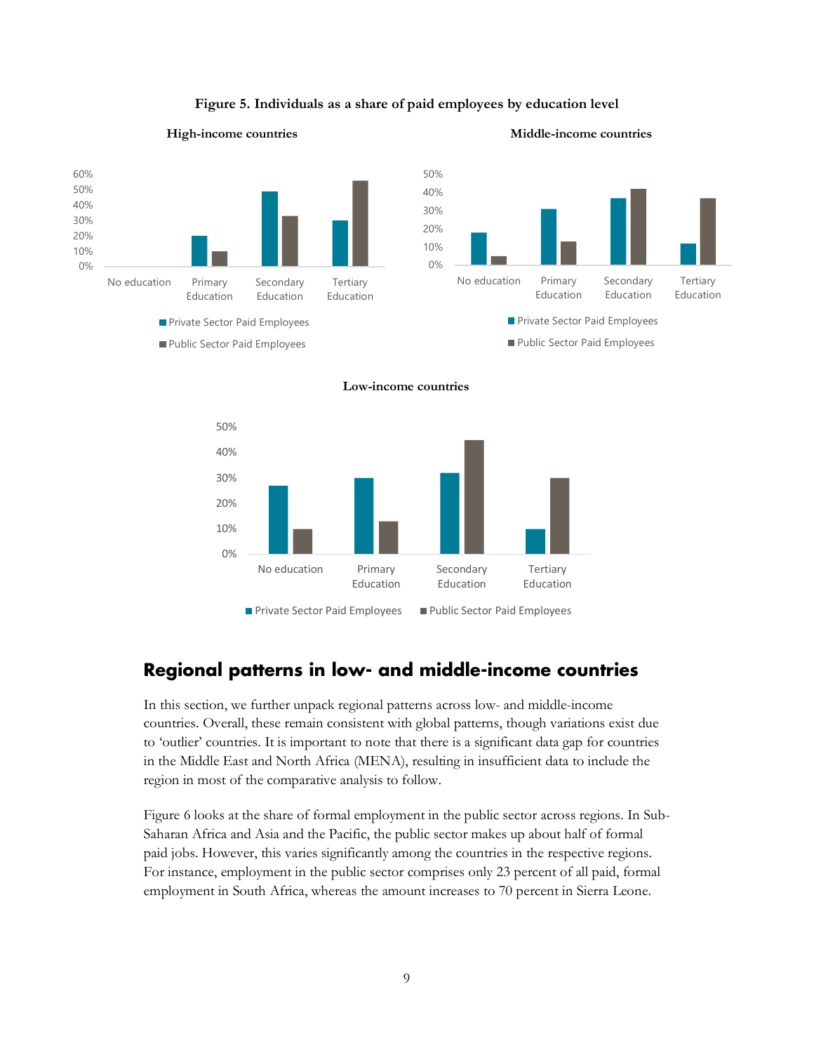**Figure 5. Individuals as a share of paid employees by education level**

## Regional patterns in low- and middle-income countries

In this section, we further unpack regional patterns across low- and middle-income countries. Overall, these remain consistent with global patterns, though variations exist due to 'outlier' countries. It is important to note that there is a significant data gap for countries in the Middle East and North Africa (MENA), resulting in insufficient data to include the region in most of the comparative analysis to follow.

Figure 6 looks at the share of formal employment in the public sector across regions. In Sub-Saharan Africa and Asia and the Pacific, the public sector makes up about half of formal paid jobs. However, this varies significantly among the countries in the respective regions. For instance, employment in the public sector comprises only 23 percent of all paid, formal employment in South Africa, whereas the amount increases to 70 percent in Sierra Leone.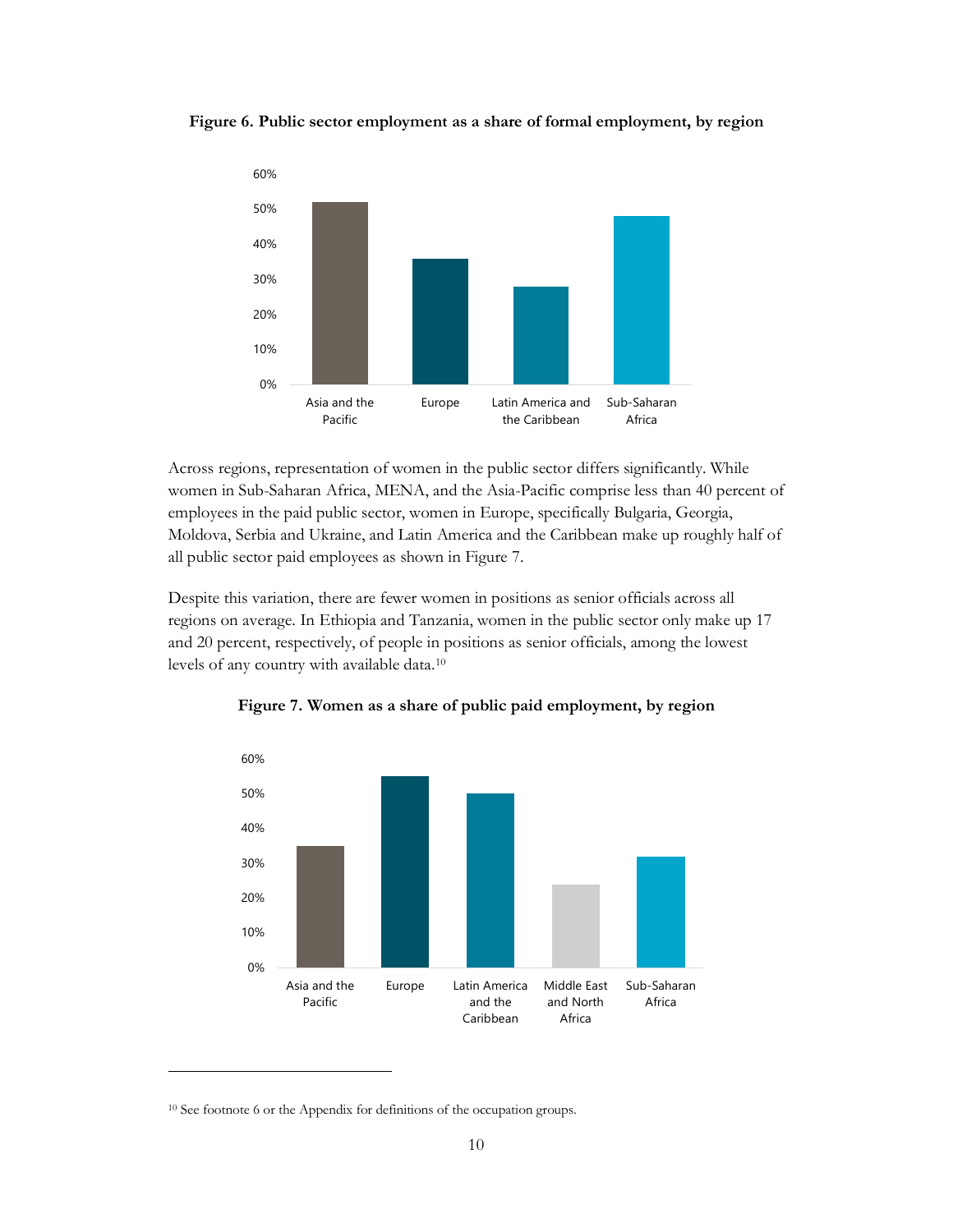**Figure 6. Public sector employment as a share of formal employment, by region**

Across regions, representation of women in the public sector differs significantly. While women in Sub-Saharan Africa, MENA, and the Asia-Pacific comprise less than 40 percent of employees in the paid public sector, women in Europe, specifically Bulgaria, Georgia, Moldova, Serbia and Ukraine, and Latin America and the Caribbean make up roughly half of all public sector paid employees as shown in Figure 7.

Despite this variation, there are fewer women in positions as senior officials across all regions on average. In Ethiopia and Tanzania, women in the public sector only make up 17 and 20 percent, respectively, of people in positions as senior officials, among the lowest levels of any country with available data.[10]

**Figure 7. Women as a share of public paid employment, by region**

[10] See footnote 6 or the Appendix for definitions of the occupation groups.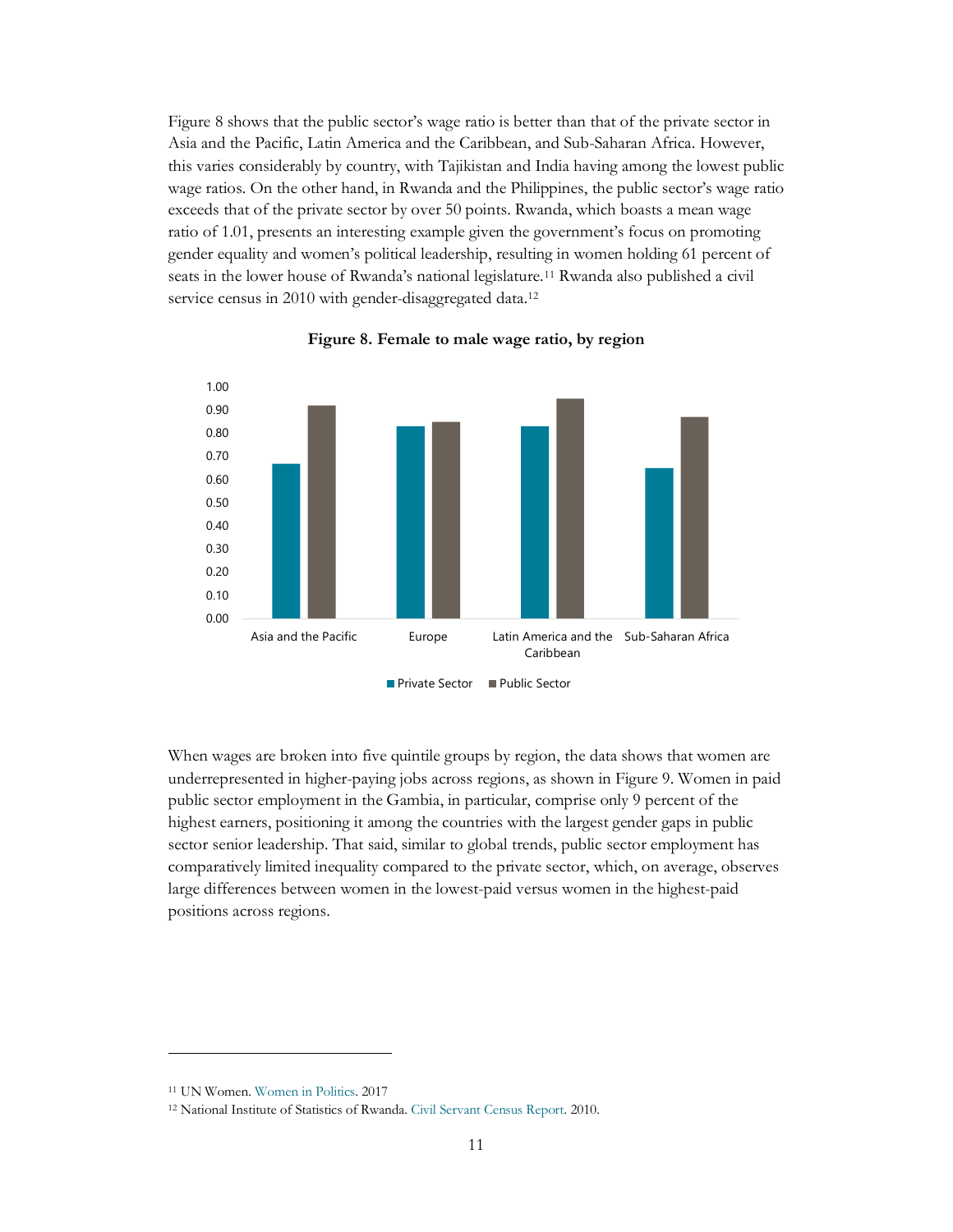Figure 8 shows that the public sector's wage ratio is better than that of the private sector in Asia and the Pacific, Latin America and the Caribbean, and Sub-Saharan Africa. However, this varies considerably by country, with Tajikistan and India having among the lowest public wage ratios. On the other hand, in Rwanda and the Philippines, the public sector's wage ratio exceeds that of the private sector by over 50 points. Rwanda, which boasts a mean wage ratio of 1.01, presents an interesting example given the government's focus on promoting gender equality and women's political leadership, resulting in women holding 61 percent of seats in the lower house of Rwanda's national legislature.[11] Rwanda also published a civil service census in 2010 with gender-disaggregated data.[12]

**Figure 8. Female to male wage ratio, by region**

When wages are broken into five quintile groups by region, the data shows that women are underrepresented in higher-paying jobs across regions, as shown in Figure 9. Women in paid public sector employment in the Gambia, in particular, comprise only 9 percent of the highest earners, positioning it among the countries with the largest gender gaps in public sector senior leadership. That said, similar to global trends, public sector employment has comparatively limited inequality compared to the private sector, which, on average, observes large differences between women in the lowest-paid versus women in the highest-paid positions across regions.

[11] UN Women. Women in Politics. 2017

[12] National Institute of Statistics of Rwanda. Civil Servant Census Report. 2010.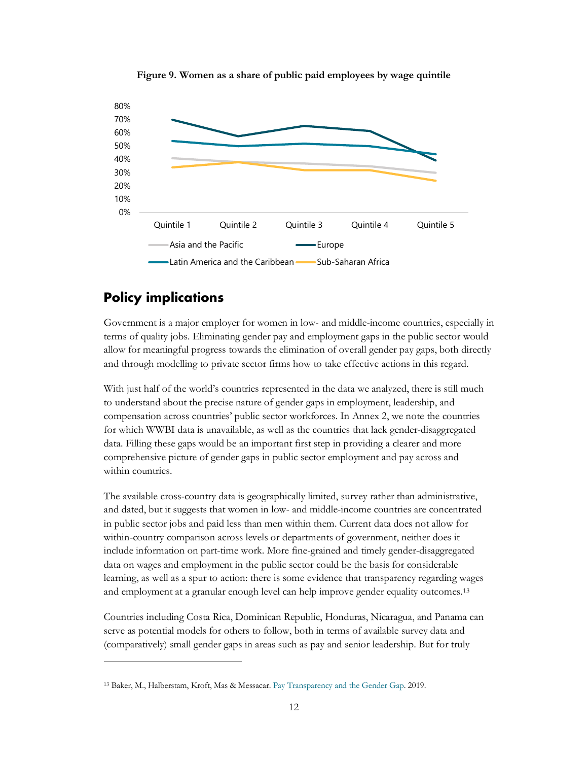**Figure 9. Women as a share of public paid employees by wage quintile**

## Policy implications

Government is a major employer for women in low- and middle-income countries, especially in terms of quality jobs. Eliminating gender pay and employment gaps in the public sector would allow for meaningful progress towards the elimination of overall gender pay gaps, both directly and through modelling to private sector firms how to take effective actions in this regard.

With just half of the world's countries represented in the data we analyzed, there is still much to understand about the precise nature of gender gaps in employment, leadership, and compensation across countries' public sector workforces. In Annex 2, we note the countries for which WWBI data is unavailable, as well as the countries that lack gender-disaggregated data. Filling these gaps would be an important first step in providing a clearer and more comprehensive picture of gender gaps in public sector employment and pay across and within countries.

The available cross-country data is geographically limited, survey rather than administrative, and dated, but it suggests that women in low- and middle-income countries are concentrated in public sector jobs and paid less than men within them. Current data does not allow for within-country comparison across levels or departments of government, neither does it include information on part-time work. More fine-grained and timely gender-disaggregated data on wages and employment in the public sector could be the basis for considerable learning, as well as a spur to action: there is some evidence that transparency regarding wages and employment at a granular enough level can help improve gender equality outcomes.[13]

Countries including Costa Rica, Dominican Republic, Honduras, Nicaragua, and Panama can serve as potential models for others to follow, both in terms of available survey data and (comparatively) small gender gaps in areas such as pay and senior leadership. But for truly

[13] Baker, M., Halberstam, Kroft, Mas & Messacar. Pay Transparency and the Gender Gap. 2019.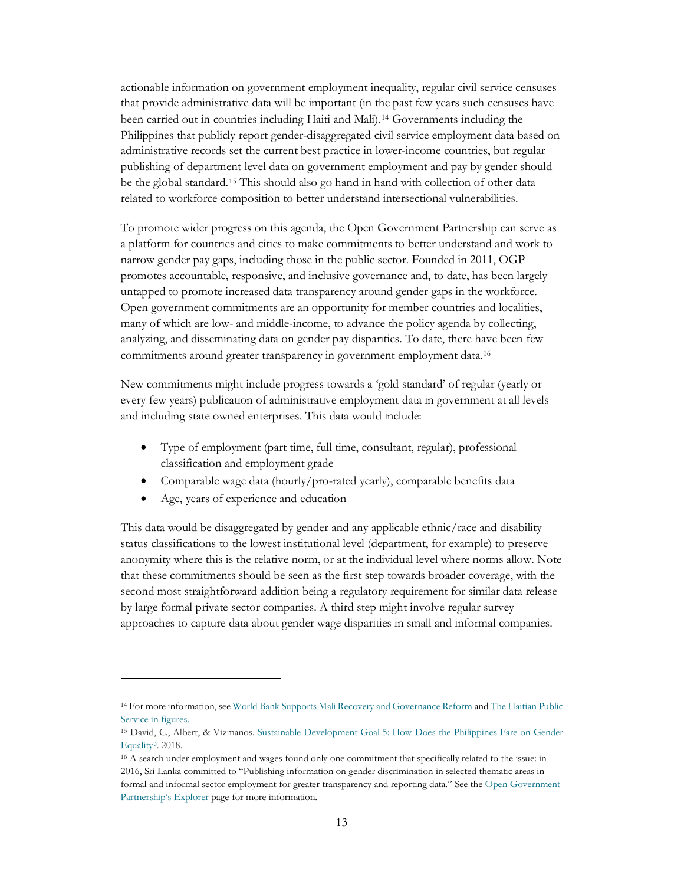actionable information on government employment inequality, regular civil service censuses that provide administrative data will be important (in the past few years such censuses have been carried out in countries including Haiti and Mali).[14] Governments including the Philippines that publicly report gender-disaggregated civil service employment data based on administrative records set the current best practice in lower-income countries, but regular publishing of department level data on government employment and pay by gender should be the global standard.[15] This should also go hand in hand with collection of other data related to workforce composition to better understand intersectional vulnerabilities.

To promote wider progress on this agenda, the Open Government Partnership can serve as a platform for countries and cities to make commitments to better understand and work to narrow gender pay gaps, including those in the public sector. Founded in 2011, OGP promotes accountable, responsive, and inclusive governance and, to date, has been largely untapped to promote increased data transparency around gender gaps in the workforce. Open government commitments are an opportunity for member countries and localities, many of which are low- and middle-income, to advance the policy agenda by collecting, analyzing, and disseminating data on gender pay disparities. To date, there have been few commitments around greater transparency in government employment data.[16]

New commitments might include progress towards a 'gold standard' of regular (yearly or every few years) publication of administrative employment data in government at all levels and including state owned enterprises. This data would include:

- Type of employment (part time, full time, consultant, regular), professional classification and employment grade
- Comparable wage data (hourly/pro-rated yearly), comparable benefits data
- Age, years of experience and education

This data would be disaggregated by gender and any applicable ethnic/race and disability status classifications to the lowest institutional level (department, for example) to preserve anonymity where this is the relative norm, or at the individual level where norms allow. Note that these commitments should be seen as the first step towards broader coverage, with the second most straightforward addition being a regulatory requirement for similar data release by large formal private sector companies. A third step might involve regular survey approaches to capture data about gender wage disparities in small and informal companies.

---

[14] For more information, see World Bank Supports Mali Recovery and Governance Reform and The Haitian Public Service in figures.

[15] David, C., Albert, & Vizmanos. Sustainable Development Goal 5: How Does the Philippines Fare on Gender Equality?. 2018.

[16] A search under employment and wages found only one commitment that specifically related to the issue: in 2016, Sri Lanka committed to "Publishing information on gender discrimination in selected thematic areas in formal and informal sector employment for greater transparency and reporting data." See the Open Government Partnership's Explorer page for more information.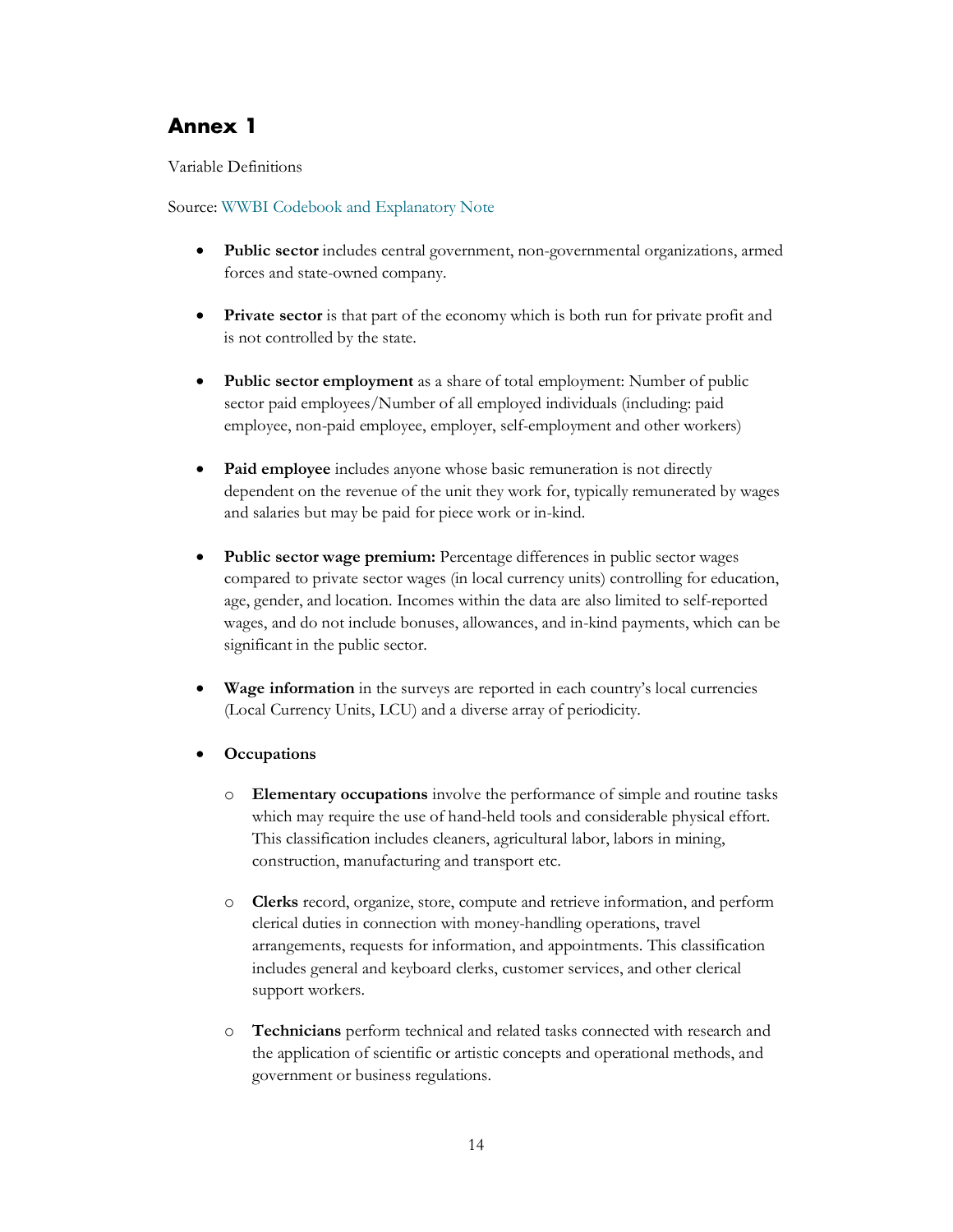## Annex 1

Variable Definitions

Source: WWBI Codebook and Explanatory Note

- **Public sector** includes central government, non-governmental organizations, armed forces and state-owned company.

- **Private sector** is that part of the economy which is both run for private profit and is not controlled by the state.

- **Public sector employment** as a share of total employment: Number of public sector paid employees/Number of all employed individuals (including: paid employee, non-paid employee, employer, self-employment and other workers)

- **Paid employee** includes anyone whose basic remuneration is not directly dependent on the revenue of the unit they work for, typically remunerated by wages and salaries but may be paid for piece work or in-kind.

- **Public sector wage premium:** Percentage differences in public sector wages compared to private sector wages (in local currency units) controlling for education, age, gender, and location. Incomes within the data are also limited to self-reported wages, and do not include bonuses, allowances, and in-kind payments, which can be significant in the public sector.

- **Wage information** in the surveys are reported in each country's local currencies (Local Currency Units, LCU) and a diverse array of periodicity.

- **Occupations**

  - **Elementary occupations** involve the performance of simple and routine tasks which may require the use of hand-held tools and considerable physical effort. This classification includes cleaners, agricultural labor, labors in mining, construction, manufacturing and transport etc.

  - **Clerks** record, organize, store, compute and retrieve information, and perform clerical duties in connection with money-handling operations, travel arrangements, requests for information, and appointments. This classification includes general and keyboard clerks, customer services, and other clerical support workers.

  - **Technicians** perform technical and related tasks connected with research and the application of scientific or artistic concepts and operational methods, and government or business regulations.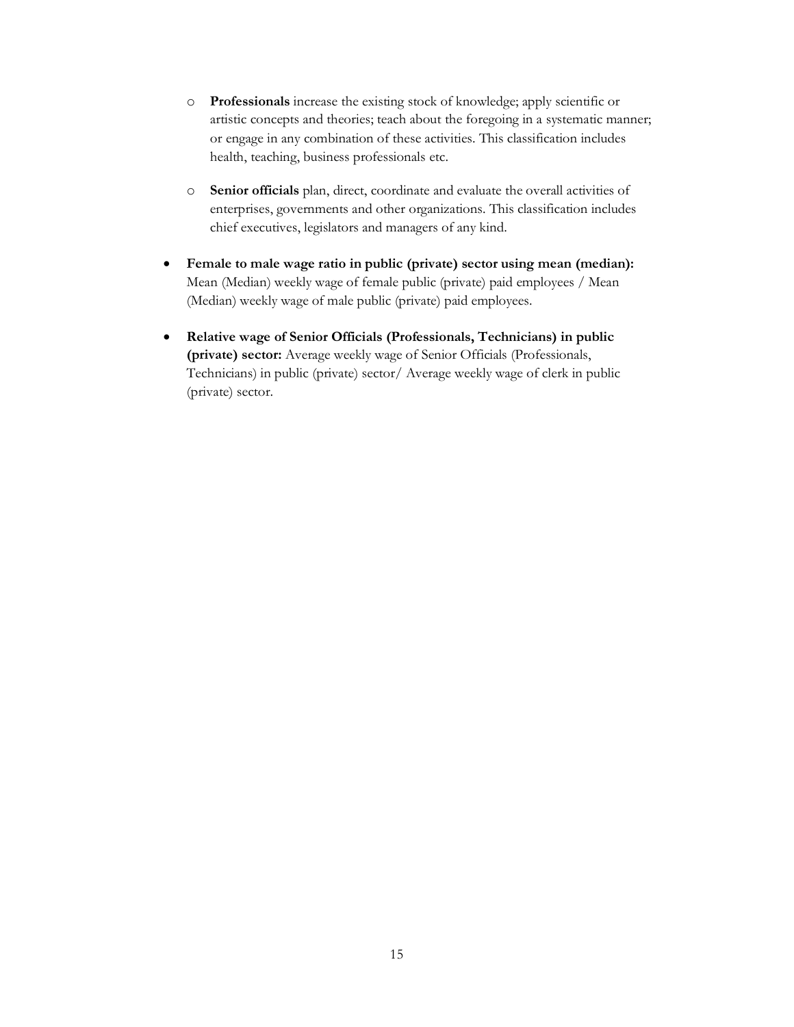- **Professionals** increase the existing stock of knowledge; apply scientific or artistic concepts and theories; teach about the foregoing in a systematic manner; or engage in any combination of these activities. This classification includes health, teaching, business professionals etc.

  - **Senior officials** plan, direct, coordinate and evaluate the overall activities of enterprises, governments and other organizations. This classification includes chief executives, legislators and managers of any kind.

- **Female to male wage ratio in public (private) sector using mean (median):** Mean (Median) weekly wage of female public (private) paid employees / Mean (Median) weekly wage of male public (private) paid employees.

- **Relative wage of Senior Officials (Professionals, Technicians) in public (private) sector:** Average weekly wage of Senior Officials (Professionals, Technicians) in public (private) sector/ Average weekly wage of clerk in public (private) sector.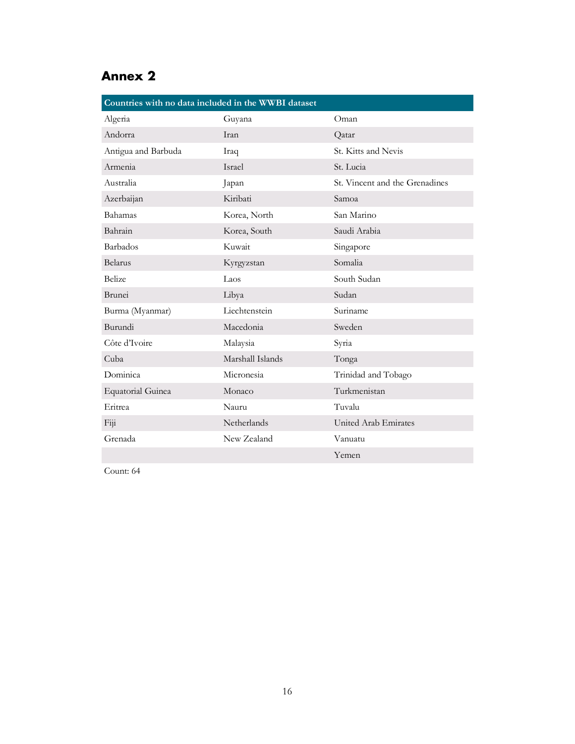## Annex 2

| Countries with no data included in the WWBI dataset | | |
|---|---|---|
| Algeria | Guyana | Oman |
| Andorra | Iran | Qatar |
| Antigua and Barbuda | Iraq | St. Kitts and Nevis |
| Armenia | Israel | St. Lucia |
| Australia | Japan | St. Vincent and the Grenadines |
| Azerbaijan | Kiribati | Samoa |
| Bahamas | Korea, North | San Marino |
| Bahrain | Korea, South | Saudi Arabia |
| Barbados | Kuwait | Singapore |
| Belarus | Kyrgyzstan | Somalia |
| Belize | Laos | South Sudan |
| Brunei | Libya | Sudan |
| Burma (Myanmar) | Liechtenstein | Suriname |
| Burundi | Macedonia | Sweden |
| Côte d'Ivoire | Malaysia | Syria |
| Cuba | Marshall Islands | Tonga |
| Dominica | Micronesia | Trinidad and Tobago |
| Equatorial Guinea | Monaco | Turkmenistan |
| Eritrea | Nauru | Tuvalu |
| Fiji | Netherlands | United Arab Emirates |
| Grenada | New Zealand | Vanuatu |
| | | Yemen |

Count: 64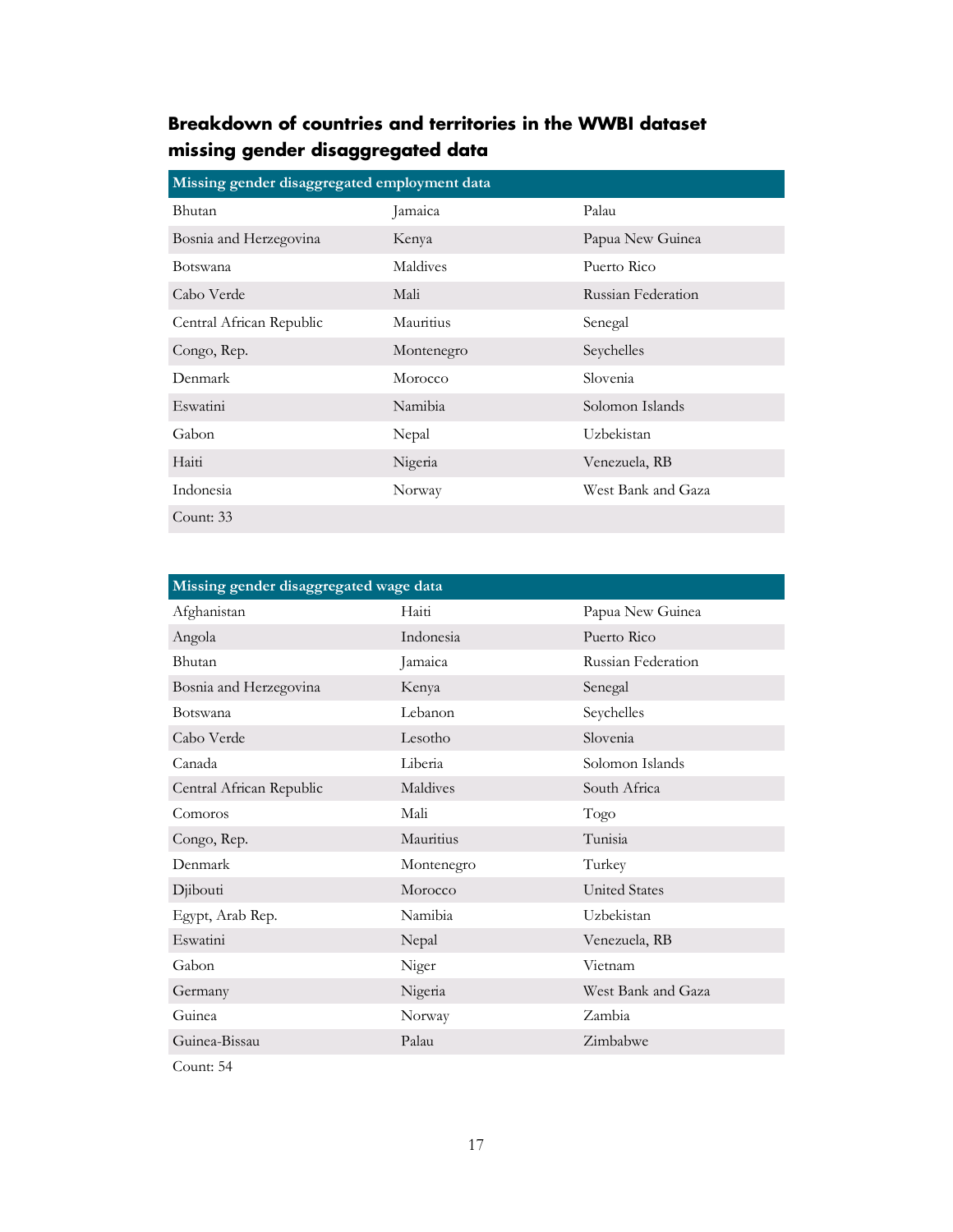## Breakdown of countries and territories in the WWBI dataset missing gender disaggregated data

| Missing gender disaggregated employment data | | |
|---|---|---|
| Bhutan | Jamaica | Palau |
| Bosnia and Herzegovina | Kenya | Papua New Guinea |
| Botswana | Maldives | Puerto Rico |
| Cabo Verde | Mali | Russian Federation |
| Central African Republic | Mauritius | Senegal |
| Congo, Rep. | Montenegro | Seychelles |
| Denmark | Morocco | Slovenia |
| Eswatini | Namibia | Solomon Islands |
| Gabon | Nepal | Uzbekistan |
| Haiti | Nigeria | Venezuela, RB |
| Indonesia | Norway | West Bank and Gaza |
| Count: 33 | | |

| Missing gender disaggregated wage data | | |
|---|---|---|
| Afghanistan | Haiti | Papua New Guinea |
| Angola | Indonesia | Puerto Rico |
| Bhutan | Jamaica | Russian Federation |
| Bosnia and Herzegovina | Kenya | Senegal |
| Botswana | Lebanon | Seychelles |
| Cabo Verde | Lesotho | Slovenia |
| Canada | Liberia | Solomon Islands |
| Central African Republic | Maldives | South Africa |
| Comoros | Mali | Togo |
| Congo, Rep. | Mauritius | Tunisia |
| Denmark | Montenegro | Turkey |
| Djibouti | Morocco | United States |
| Egypt, Arab Rep. | Namibia | Uzbekistan |
| Eswatini | Nepal | Venezuela, RB |
| Gabon | Niger | Vietnam |
| Germany | Nigeria | West Bank and Gaza |
| Guinea | Norway | Zambia |
| Guinea-Bissau | Palau | Zimbabwe |
| Count: 54 | | |